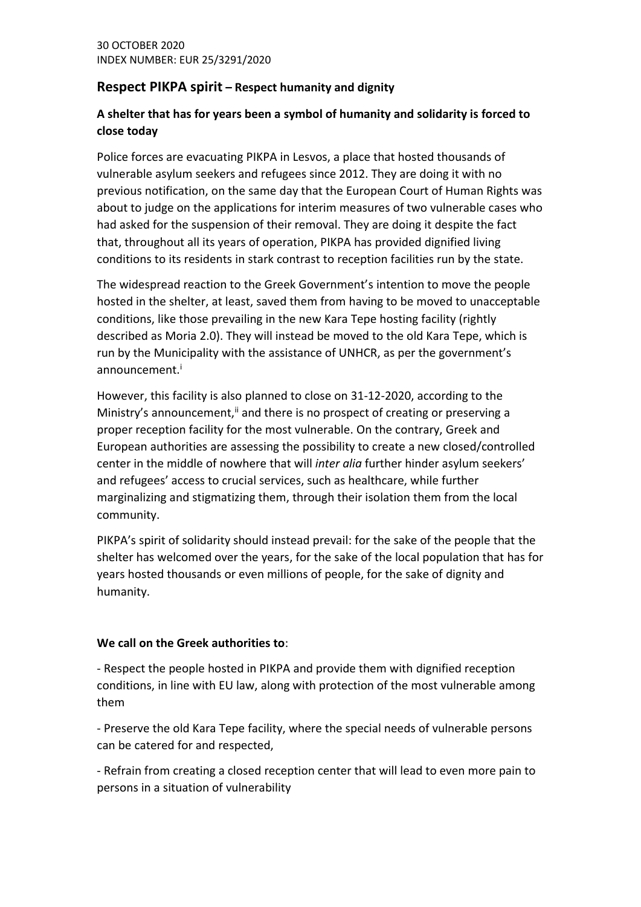30 OCTOBER 2020
INDEX NUMBER: EUR 25/3291/2020

## Respect PIKPA spirit – Respect humanity and dignity

### A shelter that has for years been a symbol of humanity and solidarity is forced to close today

Police forces are evacuating PIKPA in Lesvos, a place that hosted thousands of vulnerable asylum seekers and refugees since 2012. They are doing it with no previous notification, on the same day that the European Court of Human Rights was about to judge on the applications for interim measures of two vulnerable cases who had asked for the suspension of their removal. They are doing it despite the fact that, throughout all its years of operation, PIKPA has provided dignified living conditions to its residents in stark contrast to reception facilities run by the state.

The widespread reaction to the Greek Government's intention to move the people hosted in the shelter, at least, saved them from having to be moved to unacceptable conditions, like those prevailing in the new Kara Tepe hosting facility (rightly described as Moria 2.0). They will instead be moved to the old Kara Tepe, which is run by the Municipality with the assistance of UNHCR, as per the government's announcement.[i]

However, this facility is also planned to close on 31-12-2020, according to the Ministry's announcement,[ii] and there is no prospect of creating or preserving a proper reception facility for the most vulnerable. On the contrary, Greek and European authorities are assessing the possibility to create a new closed/controlled center in the middle of nowhere that will *inter alia* further hinder asylum seekers' and refugees' access to crucial services, such as healthcare, while further marginalizing and stigmatizing them, through their isolation them from the local community.

PIKPA's spirit of solidarity should instead prevail: for the sake of the people that the shelter has welcomed over the years, for the sake of the local population that has for years hosted thousands or even millions of people, for the sake of dignity and humanity.

**We call on the Greek authorities to**:

- Respect the people hosted in PIKPA and provide them with dignified reception conditions, in line with EU law, along with protection of the most vulnerable among them

- Preserve the old Kara Tepe facility, where the special needs of vulnerable persons can be catered for and respected,

- Refrain from creating a closed reception center that will lead to even more pain to persons in a situation of vulnerability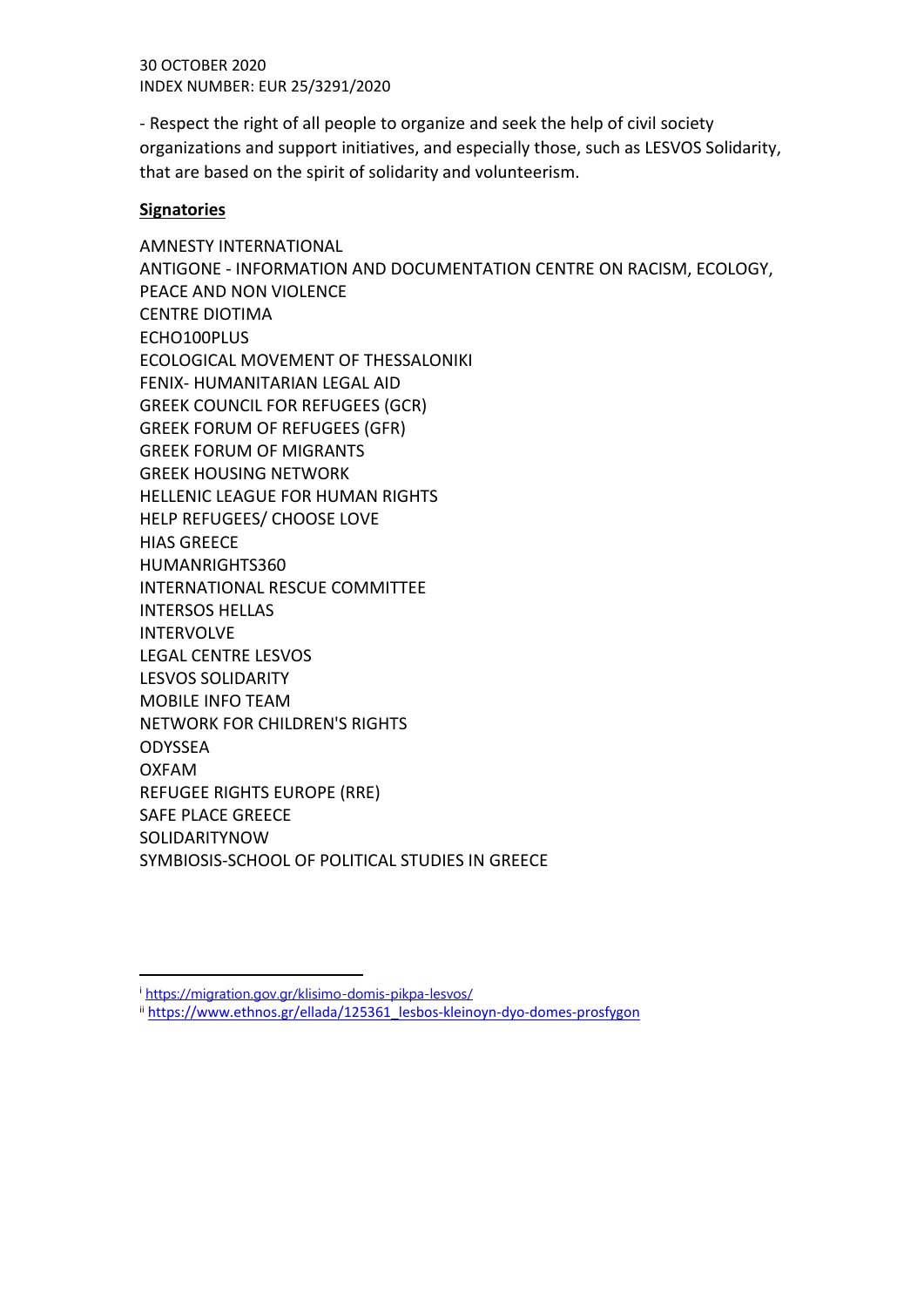30 OCTOBER 2020
INDEX NUMBER: EUR 25/3291/2020

- Respect the right of all people to organize and seek the help of civil society organizations and support initiatives, and especially those, such as LESVOS Solidarity, that are based on the spirit of solidarity and volunteerism.

**Signatories**

AMNESTY INTERNATIONAL
ANTIGONE - INFORMATION AND DOCUMENTATION CENTRE ON RACISM, ECOLOGY, PEACE AND NON VIOLENCE
CENTRE DIOTIMA
ECHO100PLUS
ECOLOGICAL MOVEMENT OF THESSALONIKI
FENIX- HUMANITARIAN LEGAL AID
GREEK COUNCIL FOR REFUGEES (GCR)
GREEK FORUM OF REFUGEES (GFR)
GREEK FORUM OF MIGRANTS
GREEK HOUSING NETWORK
HELLENIC LEAGUE FOR HUMAN RIGHTS
HELP REFUGEES/ CHOOSE LOVE
HIAS GREECE
HUMANRIGHTS360
INTERNATIONAL RESCUE COMMITTEE
INTERSOS HELLAS
INTERVOLVE
LEGAL CENTRE LESVOS
LESVOS SOLIDARITY
MOBILE INFO TEAM
NETWORK FOR CHILDREN'S RIGHTS
ODYSSEA
OXFAM
REFUGEE RIGHTS EUROPE (RRE)
SAFE PLACE GREECE
SOLIDARITYNOW
SYMBIOSIS-SCHOOL OF POLITICAL STUDIES IN GREECE

---

[i] https://migration.gov.gr/klisimo-domis-pikpa-lesvos/

[ii] https://www.ethnos.gr/ellada/125361_lesbos-kleinoyn-dyo-domes-prosfygon